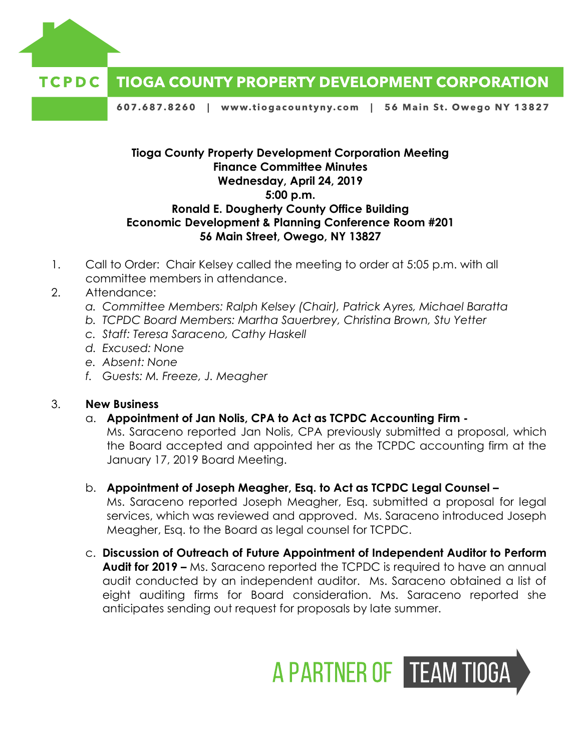TCPDC **TIOGA COUNTY PROPERTY DEVELOPMENT CORPORATION**

607.687.8260 | www.tiogacountyny.com | 56 Main St. Owego NY 13827

**Tioga County Property Development Corporation Meeting**
**Finance Committee Minutes**
**Wednesday, April 24, 2019**
**5:00 p.m.**
**Ronald E. Dougherty County Office Building**
**Economic Development & Planning Conference Room #201**
**56 Main Street, Owego, NY 13827**

1. Call to Order: Chair Kelsey called the meeting to order at 5:05 p.m. with all committee members in attendance.
2. Attendance:
   a. *Committee Members: Ralph Kelsey (Chair), Patrick Ayres, Michael Baratta*
   b. *TCPDC Board Members: Martha Sauerbrey, Christina Brown, Stu Yetter*
   c. *Staff: Teresa Saraceno, Cathy Haskell*
   d. *Excused: None*
   e. *Absent: None*
   f. *Guests: M. Freeze, J. Meagher*
3. **New Business**
   a. **Appointment of Jan Nolis, CPA to Act as TCPDC Accounting Firm -**
   Ms. Saraceno reported Jan Nolis, CPA previously submitted a proposal, which the Board accepted and appointed her as the TCPDC accounting firm at the January 17, 2019 Board Meeting.

   b. **Appointment of Joseph Meagher, Esq. to Act as TCPDC Legal Counsel –**
   Ms. Saraceno reported Joseph Meagher, Esq. submitted a proposal for legal services, which was reviewed and approved. Ms. Saraceno introduced Joseph Meagher, Esq. to the Board as legal counsel for TCPDC.

   c. **Discussion of Outreach of Future Appointment of Independent Auditor to Perform Audit for 2019 –** Ms. Saraceno reported the TCPDC is required to have an annual audit conducted by an independent auditor. Ms. Saraceno obtained a list of eight auditing firms for Board consideration. Ms. Saraceno reported she anticipates sending out request for proposals by late summer.

A PARTNER OF TEAM TIOGA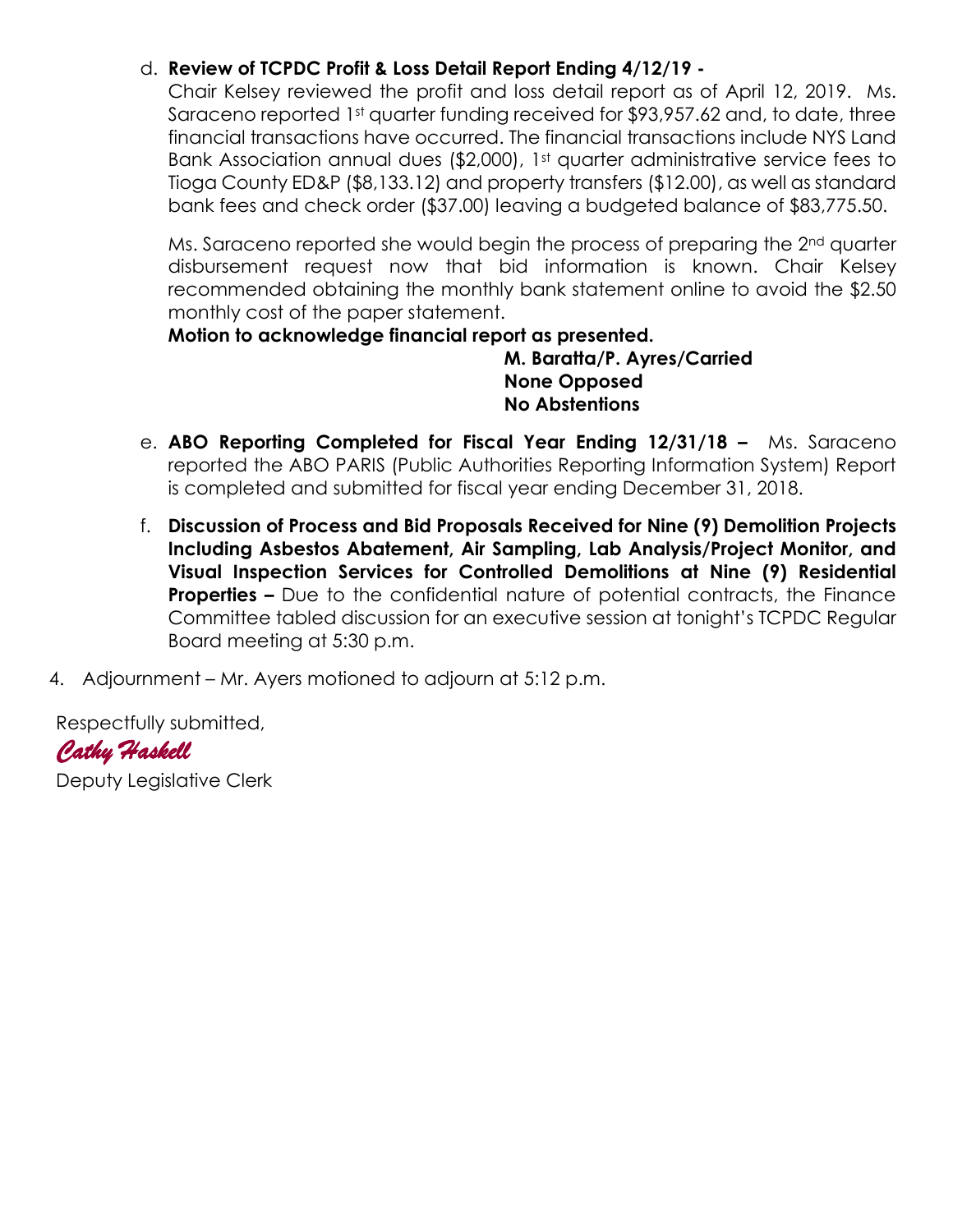d. **Review of TCPDC Profit & Loss Detail Report Ending 4/12/19 -**
   Chair Kelsey reviewed the profit and loss detail report as of April 12, 2019. Ms. Saraceno reported 1st quarter funding received for $93,957.62 and, to date, three financial transactions have occurred. The financial transactions include NYS Land Bank Association annual dues ($2,000), 1st quarter administrative service fees to Tioga County ED&P ($8,133.12) and property transfers ($12.00), as well as standard bank fees and check order ($37.00) leaving a budgeted balance of $83,775.50.

   Ms. Saraceno reported she would begin the process of preparing the 2nd quarter disbursement request now that bid information is known. Chair Kelsey recommended obtaining the monthly bank statement online to avoid the $2.50 monthly cost of the paper statement.

   **Motion to acknowledge financial report as presented.**

   **M. Baratta/P. Ayres/Carried**
   **None Opposed**
   **No Abstentions**

e. **ABO Reporting Completed for Fiscal Year Ending 12/31/18 –** Ms. Saraceno reported the ABO PARIS (Public Authorities Reporting Information System) Report is completed and submitted for fiscal year ending December 31, 2018.

f. **Discussion of Process and Bid Proposals Received for Nine (9) Demolition Projects Including Asbestos Abatement, Air Sampling, Lab Analysis/Project Monitor, and Visual Inspection Services for Controlled Demolitions at Nine (9) Residential Properties –** Due to the confidential nature of potential contracts, the Finance Committee tabled discussion for an executive session at tonight's TCPDC Regular Board meeting at 5:30 p.m.

4. Adjournment – Mr. Ayers motioned to adjourn at 5:12 p.m.

Respectfully submitted,

*Cathy Haskell*

Deputy Legislative Clerk